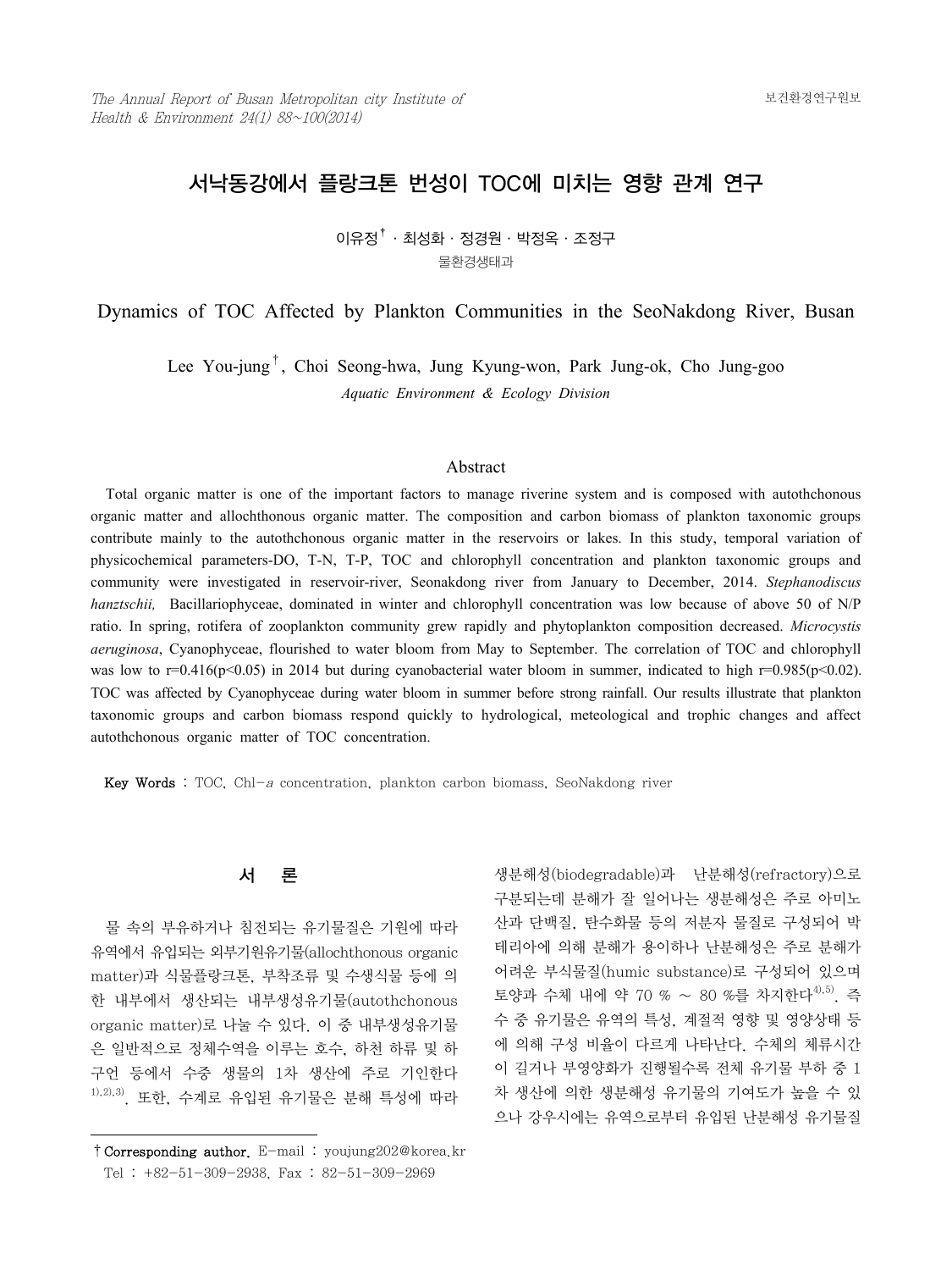# 서낙동강에서 플랑크톤 번성이 TOC에 미치는 영향 관계 연구

이유정[†] · 최성화 · 정경원 · 박정옥 · 조정구

물환경생태과

# Dynamics of TOC Affected by Plankton Communities in the SeoNakdong River, Busan

Lee You-jung[†], Choi Seong-hwa, Jung Kyung-won, Park Jung-ok, Cho Jung-goo

*Aquatic Environment & Ecology Division*

## Abstract

Total organic matter is one of the important factors to manage riverine system and is composed with autothchonous organic matter and allochthonous organic matter. The composition and carbon biomass of plankton taxonomic groups contribute mainly to the autothchonous organic matter in the reservoirs or lakes. In this study, temporal variation of physicochemical parameters-DO, T-N, T-P, TOC and chlorophyll concentration and plankton taxonomic groups and community were investigated in reservoir-river, Seonakdong river from January to December, 2014. *Stephanodiscus hanztschii,* Bacillariophyceae, dominated in winter and chlorophyll concentration was low because of above 50 of N/P ratio. In spring, rotifera of zooplankton community grew rapidly and phytoplankton composition decreased. *Microcystis aeruginosa*, Cyanophyceae, flourished to water bloom from May to September. The correlation of TOC and chlorophyll was low to r=0.416(p<0.05) in 2014 but during cyanobacterial water bloom in summer, indicated to high r=0.985(p<0.02). TOC was affected by Cyanophyceae during water bloom in summer before strong rainfall. Our results illustrate that plankton taxonomic groups and carbon biomass respond quickly to hydrological, meteological and trophic changes and affect autothchonous organic matter of TOC concentration.

**Key Words** : TOC, Chl-*a* concentration, plankton carbon biomass, SeoNakdong river

## 서 론

물 속의 부유하거나 침전되는 유기물질은 기원에 따라 유역에서 유입되는 외부기원유기물(allochthonous organic matter)과 식물플랑크톤, 부착조류 및 수생식물 등에 의한 내부에서 생산되는 내부생성유기물(autothchonous organic matter)로 나눌 수 있다. 이 중 내부생성유기물은 일반적으로 정체수역을 이루는 호수, 하천 하류 및 하구언 등에서 수중 생물의 1차 생산에 주로 기인한다[1),2),3)]. 또한, 수계로 유입된 유기물은 분해 특성에 따라 생분해성(biodegradable)과 난분해성(refractory)으로 구분되는데 분해가 잘 일어나는 생분해성은 주로 아미노산과 단백질, 탄수화물 등의 저분자 물질로 구성되어 박테리아에 의해 분해가 용이하나 난분해성은 주로 분해가 어려운 부식물질(humic substance)로 구성되어 있으며 토양과 수체 내에 약 70 % ~ 80 %를 차지한다[4),5)]. 즉 수 중 유기물은 유역의 특성, 계절적 영향 및 영양상태 등에 의해 구성 비율이 다르게 나타난다. 수체의 체류시간이 길거나 부영양화가 진행될수록 전체 유기물 부하 중 1차 생산에 의한 생분해성 유기물의 기여도가 높을 수 있으나 강우시에는 유역으로부터 유입된 난분해성 유기물질

---

† **Corresponding author.** E-mail : youjung202@korea.kr
Tel : +82-51-309-2938, Fax : 82-51-309-2969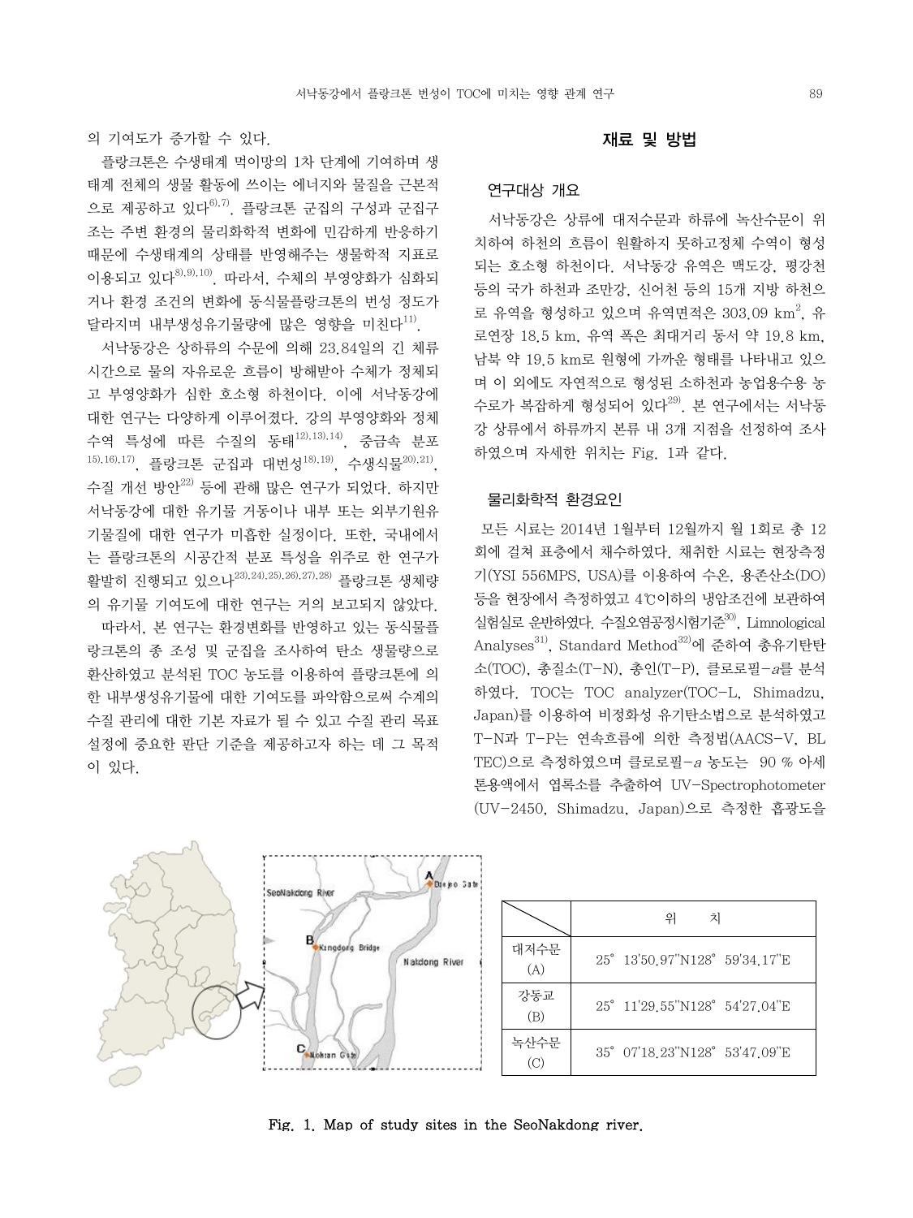의 기여도가 증가할 수 있다.

플랑크톤은 수생태계 먹이망의 1차 단계에 기여하며 생태계 전체의 생물 활동에 쓰이는 에너지와 물질을 근본적으로 제공하고 있다[6),7)]. 플랑크톤 군집의 구성과 군집구조는 주변 환경의 물리화학적 변화에 민감하게 반응하기 때문에 수생태계의 상태를 반영해주는 생물학적 지표로 이용되고 있다[8),9),10)]. 따라서, 수체의 부영양화가 심화되거나 환경 조건의 변화에 동식물플랑크톤의 번성 정도가 달라지며 내부생성유기물량에 많은 영향을 미친다[11)].

서낙동강은 상하류의 수문에 의해 23.84일의 긴 체류시간으로 물의 자유로운 흐름이 방해받아 수체가 정체되고 부영양화가 심한 호소형 하천이다. 이에 서낙동강에 대한 연구는 다양하게 이루어졌다. 강의 부영양화와 정체수역 특성에 따른 수질의 동태[12),13),14)], 중금속 분포[15),16),17)], 플랑크톤 군집과 대번성[18),19)], 수생식물[20),21)], 수질 개선 방안[22)] 등에 관해 많은 연구가 되었다. 하지만 서낙동강에 대한 유기물 거동이나 내부 또는 외부기원유기물질에 대한 연구가 미흡한 실정이다. 또한, 국내에서는 플랑크톤의 시공간적 분포 특성을 위주로 한 연구가 활발히 진행되고 있으나[23),24),25),26),27),28)] 플랑크톤 생체량의 유기물 기여도에 대한 연구는 거의 보고되지 않았다.

따라서, 본 연구는 환경변화를 반영하고 있는 동식물플랑크톤의 종 조성 및 군집을 조사하여 탄소 생물량으로 환산하였고 분석된 TOC 농도를 이용하여 플랑크톤에 의한 내부생성유기물에 대한 기여도를 파악함으로써 수계의 수질 관리에 대한 기본 자료가 될 수 있고 수질 관리 목표 설정에 중요한 판단 기준을 제공하고자 하는 데 그 목적이 있다.

## 재료 및 방법

### 연구대상 개요

서낙동강은 상류에 대저수문과 하류에 녹산수문이 위치하여 하천의 흐름이 원활하지 못하고정체 수역이 형성되는 호소형 하천이다. 서낙동강 유역은 맥도강, 평강천 등의 국가 하천과 조만강, 신어천 등의 15개 지방 하천으로 유역을 형성하고 있으며 유역면적은 303.09 $km^2$, 유로연장 18.5 km, 유역 폭은 최대거리 동서 약 19.8 km, 남북 약 19.5 km로 원형에 가까운 형태를 나타내고 있으며 이 외에도 자연적으로 형성된 소하천과 농업용수용 농수로가 복잡하게 형성되어 있다[29)]. 본 연구에서는 서낙동강 상류에서 하류까지 본류 내 3개 지점을 선정하여 조사하였으며 자세한 위치는 Fig. 1과 같다.

### 물리화학적 환경요인

모든 시료는 2014년 1월부터 12월까지 월 1회로 총 12회에 걸쳐 표층에서 채수하였다. 채취한 시료는 현장측정기(YSI 556MPS, USA)를 이용하여 수온, 용존산소(DO) 등을 현장에서 측정하였고 4℃이하의 냉암조건에 보관하여 실험실로 운반하였다. 수질오염공정시험기준[30)], Limnological Analyses[31)], Standard Method[32)]에 준하여 총유기탄소(TOC), 총질소(T-N), 총인(T-P), 클로로필-*a*를 분석하였다. TOC는 TOC analyzer(TOC-L, Shimadzu, Japan)를 이용하여 비정화성 유기탄소법으로 분석하였고 T-N과 T-P는 연속흐름에 의한 측정법(AACS-V, BL TEC)으로 측정하였으며 클로로필-*a* 농도는 90 % 아세톤용액에서 엽록소를 추출하여 UV-Spectrophotometer (UV-2450, Shimadzu, Japan)으로 측정한 흡광도을

| | 위 치 |
|---|---|
| 대저수문 (A) | 25° 13'50.97"N128° 59'34.17"E |
| 강동교 (B) | 25° 11'29.55"N128° 54'27.04"E |
| 녹산수문 (C) | 35° 07'18.23"N128° 53'47.09"E |

**Fig. 1. Map of study sites in the SeoNakdong river.**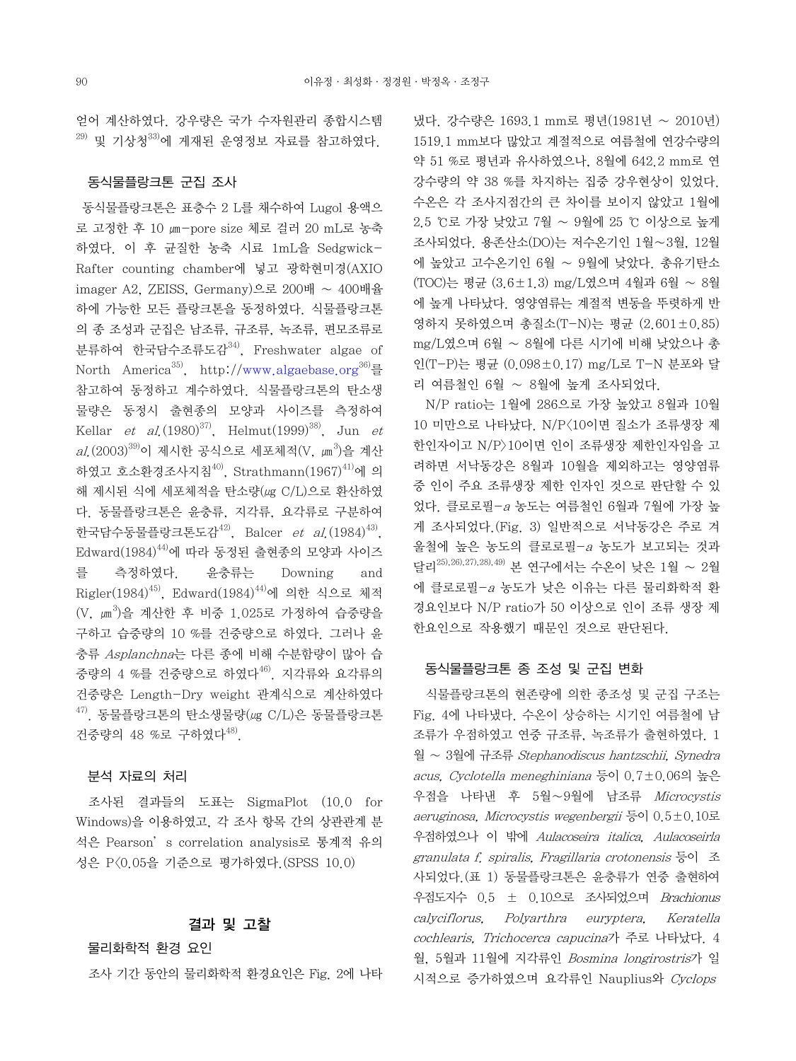얻어 계산하였다. 강우량은 국가 수자원관리 종합시스템[29] 및 기상청[33]에 게재된 운영정보 자료를 참고하였다.

### 동식물플랑크톤 군집 조사

동식물플랑크톤은 표층수 2 L를 채수하여 Lugol 용액으로 고정한 후 10 ㎛-pore size 체로 걸러 20 mL로 농축하였다. 이 후 균질한 농축 시료 1mL을 Sedgwick-Rafter counting chamber에 넣고 광학현미경(AXIO imager A2, ZEISS, Germany)으로 200배 ~ 400배율 하에 가능한 모든 플랑크톤을 동정하였다. 식물플랑크톤의 종 조성과 군집은 남조류, 규조류, 녹조류, 편모조류로 분류하여 한국담수조류도감[34], Freshwater algae of North America[35], http://www.algaebase.org[36]를 참고하여 동정하고 계수하였다. 식물플랑크톤의 탄소생물량은 동정시 출현종의 모양과 사이즈를 측정하여 Kellar *et al.*(1980)[37], Helmut(1999)[38], Jun *et al.*(2003)[39]이 제시한 공식으로 세포체적(V, ㎛$^3$)을 계산하였고 호소환경조사지침[40], Strathmann(1967)[41]에 의해 제시된 식에 세포체적을 탄소량(㎍ C/L)으로 환산하였다. 동물플랑크톤은 윤충류, 지각류, 요각류로 구분하여 한국담수동물플랑크톤도감[42], Balcer *et al.*(1984)[43], Edward(1984)[44]에 따라 동정된 출현종의 모양과 사이즈를 측정하였다. 윤충류는 Downing and Rigler(1984)[45], Edward(1984)[44]에 의한 식으로 체적(V, ㎛$^3$)을 계산한 후 비중 1.025로 가정하여 습중량을 구하고 습중량의 10 %를 건중량으로 하였다. 그러나 윤충류 *Asplanchna*는 다른 종에 비해 수분함량이 많아 습중량의 4 %를 건중량으로 하였다[46]. 지각류와 요각류의 건중량은 Length-Dry weight 관계식으로 계산하였다[47]. 동물플랑크톤의 탄소생물량(㎍ C/L)은 동물플랑크톤 건중량의 48 %로 구하였다[48].

### 분석 자료의 처리

조사된 결과들의 도표는 SigmaPlot (10.0 for Windows)을 이용하였고, 각 조사 항목 간의 상관관계 분석은 Pearson's correlation analysis로 통계적 유의성은 $P<0.05$을 기준으로 평가하였다.(SPSS 10.0)

## 결과 및 고찰

### 물리화학적 환경 요인

조사 기간 동안의 물리화학적 환경요인은 Fig. 2에 나타냈다. 강수량은 1693.1 mm로 평년(1981년 ~ 2010년) 1519.1 mm보다 많았고 계절적으로 여름철에 연강수량의 약 51 %로 평년과 유사하였으나, 8월에 642.2 mm로 연강수량의 약 38 %를 차지하는 집중 강우현상이 있었다. 수온은 각 조사지점간의 큰 차이를 보이지 않았고 1월에 2.5 ℃로 가장 낮았고 7월 ~ 9월에 25 ℃ 이상으로 높게 조사되었다. 용존산소(DO)는 저수온기인 1월~3월, 12월에 높았고 고수온기인 6월 ~ 9월에 낮았다. 총유기탄소(TOC)는 평균 (3.6±1.3) mg/L였으며 4월과 6월 ~ 8월에 높게 나타났다. 영양염류는 계절적 변동을 뚜렷하게 반영하지 못하였으며 총질소(T-N)는 평균 (2.601±0.85) mg/L였으며 6월 ~ 8월에 다른 시기에 비해 낮았으나 총인(T-P)는 평균 (0.098±0.17) mg/L로 T-N 분포와 달리 여름철인 6월 ~ 8월에 높게 조사되었다.

N/P ratio는 1월에 286으로 가장 높았고 8월과 10월 10 미만으로 나타났다. N/P<10이면 질소가 조류생장 제한인자이고 N/P>10이면 인이 조류생장 제한인자임을 고려하면 서낙동강은 8월과 10월을 제외하고는 영양염류 중 인이 주요 조류생장 제한 인자인 것으로 판단할 수 있었다. 클로로필-*a* 농도는 여름철인 6월과 7월에 가장 높게 조사되었다.(Fig. 3) 일반적으로 서낙동강은 주로 겨울철에 높은 농도의 클로로필-*a* 농도가 보고되는 것과 달리[25,26,27,28,49] 본 연구에서는 수온이 낮은 1월 ~ 2월에 클로로필-*a* 농도가 낮은 이유는 다른 물리화학적 환경요인보다 N/P ratio가 50 이상으로 인이 조류 생장 제한요인으로 작용했기 때문인 것으로 판단된다.

### 동식물플랑크톤 종 조성 및 군집 변화

식물플랑크톤의 현존량에 의한 종조성 및 군집 구조는 Fig. 4에 나타냈다. 수온이 상승하는 시기인 여름철에 남조류가 우점하였고 연중 규조류, 녹조류가 출현하였다. 1월 ~ 3월에 규조류 *Stephanodiscus hantzschii, Synedra acus, Cyclotella meneghiniana* 등이 0.7±0.06의 높은 우점을 나타낸 후 5월~9월에 남조류 *Microcystis aeruginosa, Microcystis wegenbergii* 등이 0.5±0.10로 우점하였으나 이 밖에 *Aulacoseira italica, Aulacoseirla granulata f. spiralis, Fragillaria crotonensis* 등이 조사되었다.(표 1) 동물플랑크톤은 윤충류가 연중 출현하여 우점도지수 0.5 ± 0.10으로 조사되었으며 *Brachionus calyciflorus, Polyarthra euryptera, Keratella cochlearis, Trichocerca capucina*가 주로 나타났다. 4월, 5월과 11월에 지각류인 *Bosmina longirostris*가 일시적으로 증가하였으며 요각류인 Nauplius와 *Cyclops*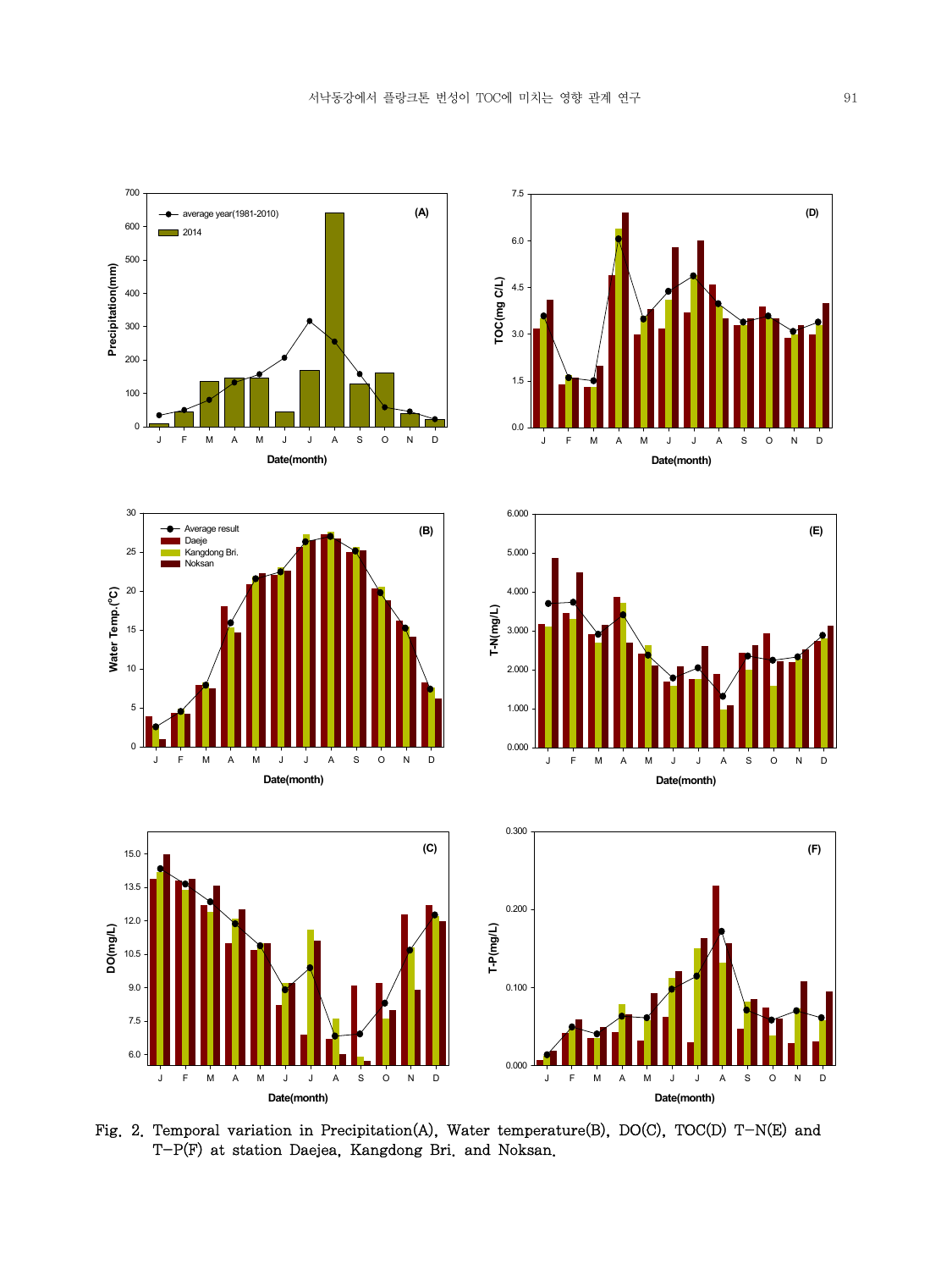Fig. 2. Temporal variation in Precipitation(A), Water temperature(B), DO(C), TOC(D) T-N(E) and T-P(F) at station Daejea, Kangdong Bri. and Noksan.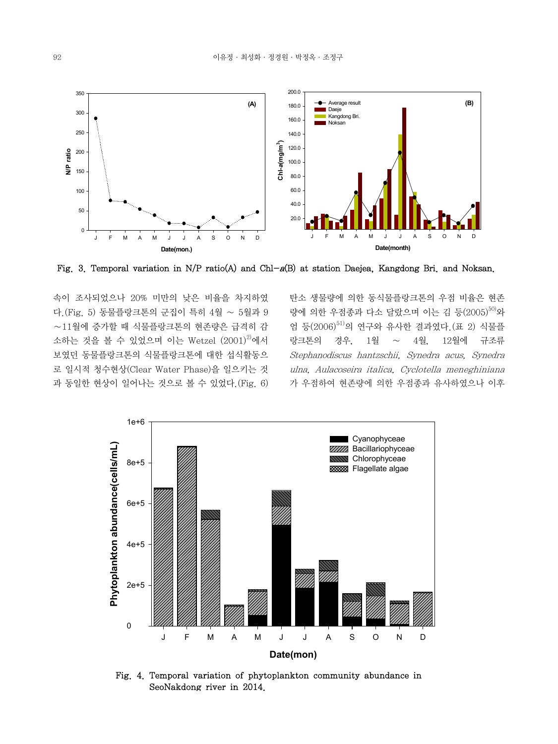Fig. 3. Temporal variation in N/P ratio(A) and Chl-$a$(B) at station Daejea, Kangdong Bri. and Noksan.

속이 조사되었으나 20% 미만의 낮은 비율을 차지하였다.(Fig. 5) 동물플랑크톤의 군집이 특히 4월 ~ 5월과 9~11월에 증가할 때 식물플랑크톤의 현존량은 급격히 감소하는 것을 볼 수 있었으며 이는 Wetzel (2001)[2]에서 보였던 동물플랑크톤의 식물플랑크톤에 대한 섭식활동으로 일시적 청수현상(Clear Water Phase)을 일으키는 것과 동일한 현상이 일어나는 것으로 볼 수 있었다.(Fig. 6) 탄소 생물량에 의한 동식물플랑크톤의 우점 비율은 현존량에 의한 우점종과 다소 달랐으며 이는 김 등(2005)[50]와 엄 등(2006)[51]의 연구와 유사한 결과였다.(표 2) 식물플랑크톤의 경우, 1월 ~ 4월, 12월에 규조류 *Stephanodiscus hantzschii*, *Synedra acus*, *Synedra ulna*, *Aulacoseira italica*, *Cyclotella meneghiniana* 가 우점하여 현존량에 의한 우점종과 유사하였으나 이후

Fig. 4. Temporal variation of phytoplankton community abundance in SeoNakdong river in 2014.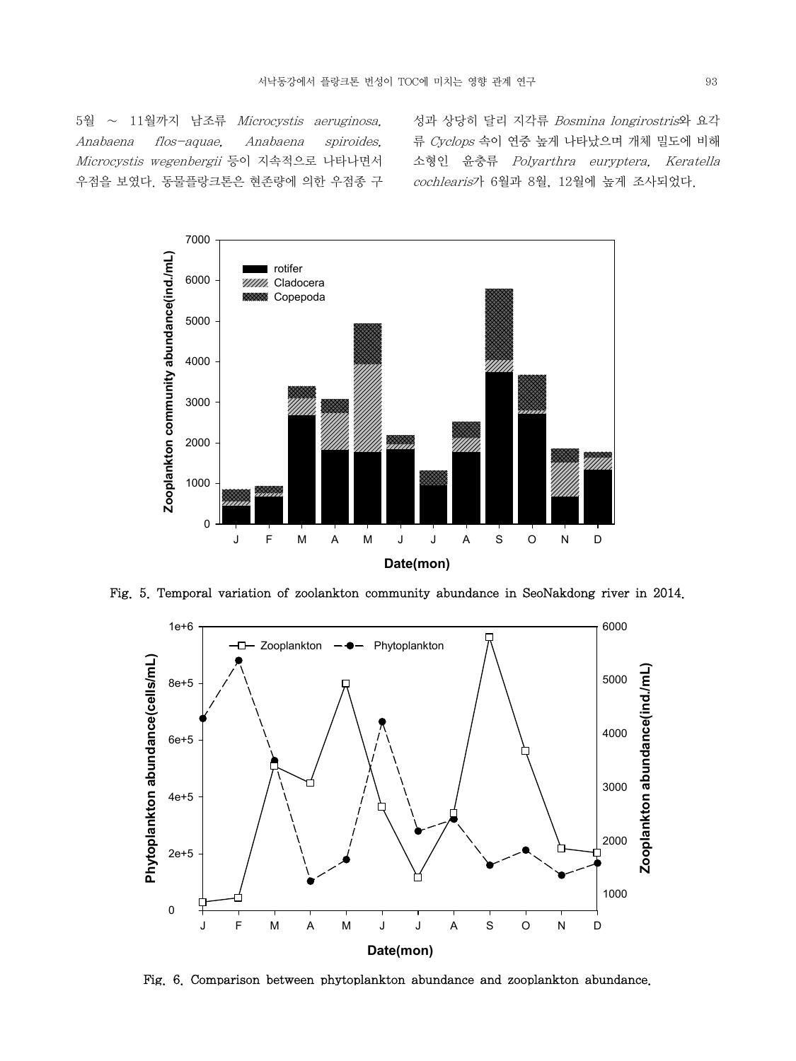5월 ~ 11월까지 남조류 *Microcystis aeruginosa*, *Anabaena flos-aquae*, *Anabaena spiroides*, *Microcystis wegenbergii* 등이 지속적으로 나타나면서 우점을 보였다. 동물플랑크톤은 현존량에 의한 우점종 구성과 상당히 달리 지각류 *Bosmina longirostris*와 요각류 *Cyclops* 속이 연중 높게 나타났으며 개체 밀도에 비해 소형인 윤충류 *Polyarthra euryptera*, *Keratella cochlearis*가 6월과 8월, 12월에 높게 조사되었다.

Fig. 5. Temporal variation of zoolankton community abundance in SeoNakdong river in 2014.

Fig. 6. Comparison between phytoplankton abundance and zooplankton abundance.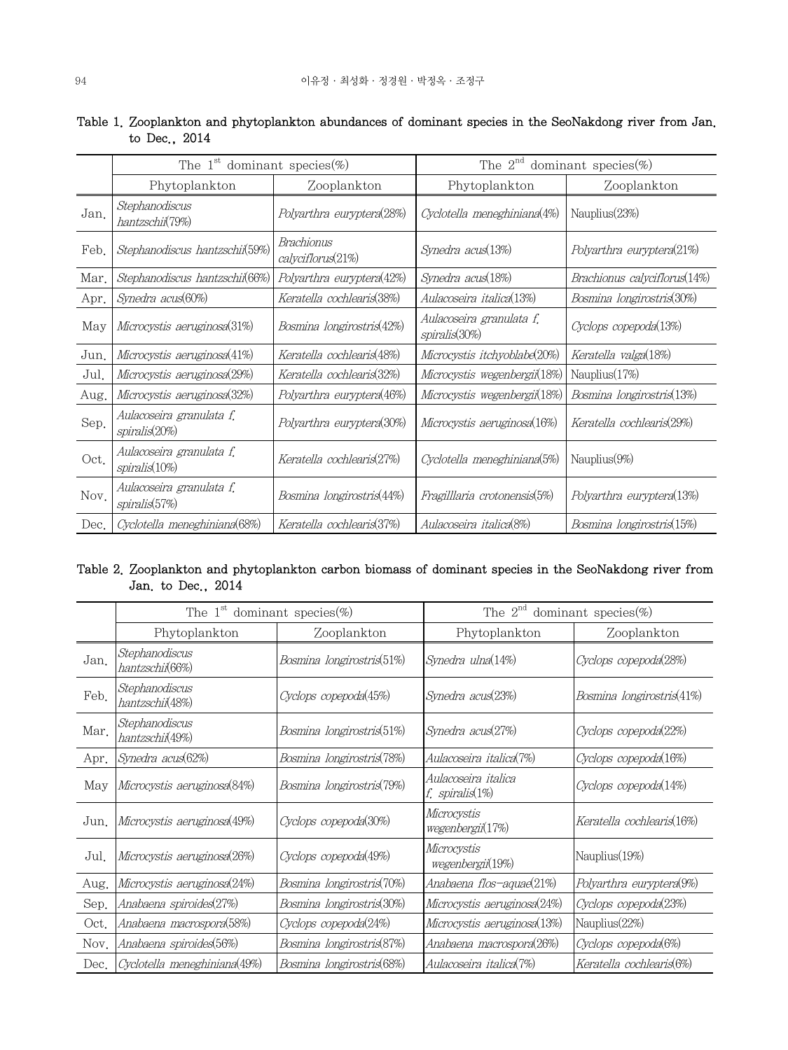Table 1. Zooplankton and phytoplankton abundances of dominant species in the SeoNakdong river from Jan. to Dec., 2014

| | The 1st dominant species(%) | | The 2nd dominant species(%) | |
|---|---|---|---|---|
| | Phytoplankton | Zooplankton | Phytoplankton | Zooplankton |
| Jan. | *Stephanodiscus hantzschii*(79%) | *Polyarthra euryptera*(28%) | *Cyclotella meneghiniana*(4%) | Nauplius(23%) |
| Feb. | *Stephanodiscus hantzschii*(59%) | *Brachionus calyciflorus*(21%) | *Synedra acus*(13%) | *Polyarthra euryptera*(21%) |
| Mar. | *Stephanodiscus hantzschii*(66%) | *Polyarthra euryptera*(42%) | *Synedra acus*(18%) | *Brachionus calyciflorus*(14%) |
| Apr. | *Synedra acus*(60%) | *Keratella cochlearis*(38%) | *Aulacoseira italica*(13%) | *Bosmina longirostris*(30%) |
| May | *Microcystis aeruginosa*(31%) | *Bosmina longirostris*(42%) | *Aulacoseira granulata f. spiralis*(30%) | *Cyclops copepoda*(13%) |
| Jun. | *Microcystis aeruginosa*(41%) | *Keratella cochlearis*(48%) | *Microcystis itchyoblabe*(20%) | *Keratella valga*(18%) |
| Jul. | *Microcystis aeruginosa*(29%) | *Keratella cochlearis*(32%) | *Microcystis wegenbergii*(18%) | Nauplius(17%) |
| Aug. | *Microcystis aeruginosa*(32%) | *Polyarthra euryptera*(46%) | *Microcystis wegenbergii*(18%) | *Bosmina longirostris*(13%) |
| Sep. | *Aulacoseira granulata f. spiralis*(20%) | *Polyarthra euryptera*(30%) | *Microcystis aeruginosa*(16%) | *Keratella cochlearis*(29%) |
| Oct. | *Aulacoseira granulata f. spiralis*(10%) | *Keratella cochlearis*(27%) | *Cyclotella meneghiniana*(5%) | Nauplius(9%) |
| Nov. | *Aulacoseira granulata f. spiralis*(57%) | *Bosmina longirostris*(44%) | *Fragilllaria crotonensis*(5%) | *Polyarthra euryptera*(13%) |
| Dec. | *Cyclotella meneghiniana*(68%) | *Keratella cochlearis*(37%) | *Aulacoseira italica*(8%) | *Bosmina longirostris*(15%) |

Table 2. Zooplankton and phytoplankton carbon biomass of dominant species in the SeoNakdong river from Jan. to Dec., 2014

| | The 1st dominant species(%) | | The 2nd dominant species(%) | |
|---|---|---|---|---|
| | Phytoplankton | Zooplankton | Phytoplankton | Zooplankton |
| Jan. | *Stephanodiscus hantzschii*(66%) | *Bosmina longirostris*(51%) | *Synedra ulna*(14%) | *Cyclops copepoda*(28%) |
| Feb. | *Stephanodiscus hantzschii*(48%) | *Cyclops copepoda*(45%) | *Synedra acus*(23%) | *Bosmina longirostris*(41%) |
| Mar. | *Stephanodiscus hantzschii*(49%) | *Bosmina longirostris*(51%) | *Synedra acus*(27%) | *Cyclops copepoda*(22%) |
| Apr. | *Synedra acus*(62%) | *Bosmina longirostris*(78%) | *Aulacoseira italica*(7%) | *Cyclops copepoda*(16%) |
| May | *Microcystis aeruginosa*(84%) | *Bosmina longirostris*(79%) | *Aulacoseira italica f. spiralis*(1%) | *Cyclops copepoda*(14%) |
| Jun. | *Microcystis aeruginosa*(49%) | *Cyclops copepoda*(30%) | *Microcystis wegenbergii*(17%) | *Keratella cochlearis*(16%) |
| Jul. | *Microcystis aeruginosa*(26%) | *Cyclops copepoda*(49%) | *Microcystis wegenbergii*(19%) | Nauplius(19%) |
| Aug. | *Microcystis aeruginosa*(24%) | *Bosmina longirostris*(70%) | *Anabaena flos-aquae*(21%) | *Polyarthra euryptera*(9%) |
| Sep. | *Anabaena spiroides*(27%) | *Bosmina longirostris*(30%) | *Microcystis aeruginosa*(24%) | *Cyclops copepoda*(23%) |
| Oct. | *Anabaena macrospora*(58%) | *Cyclops copepoda*(24%) | *Microcystis aeruginosa*(13%) | Nauplius(22%) |
| Nov. | *Anabaena spiroides*(56%) | *Bosmina longirostris*(87%) | *Anabaena macrospora*(26%) | *Cyclops copepoda*(6%) |
| Dec. | *Cyclotella meneghiniana*(49%) | *Bosmina longirostris*(68%) | *Aulacoseira italica*(7%) | *Keratella cochlearis*(6%) |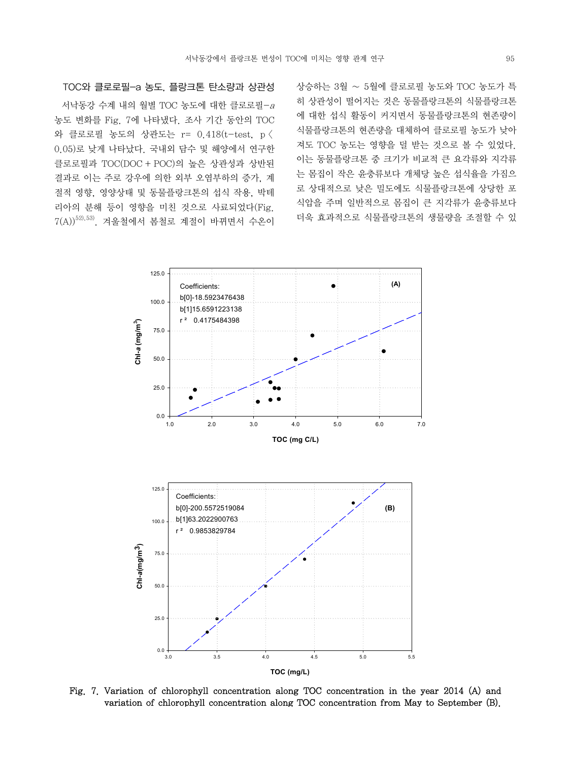### TOC와 클로로필-a 농도, 플랑크톤 탄소량과 상관성

서낙동강 수계 내의 월별 TOC 농도에 대한 클로로필-*a* 농도 변화를 Fig. 7에 나타냈다. 조사 기간 동안의 TOC와 클로로필 농도의 상관도는 r= 0.418(t-test, $p < 0.05$)로 낮게 나타났다. 국내외 담수 및 해양에서 연구한 클로로필과 TOC(DOC + POC)의 높은 상관성과 상반된 결과로 이는 주로 강우에 의한 외부 오염부하의 증가, 계절적 영향, 영양상태 및 동물플랑크톤의 섭식 작용, 박테리아의 분해 등이 영향을 미친 것으로 사료되었다(Fig. 7(A))[52),53)]. 겨울철에서 봄철로 계절이 바뀌면서 수온이 상승하는 3월 ~ 5월에 클로로필 농도와 TOC 농도가 특히 상관성이 떨어지는 것은 동물플랑크톤의 식물플랑크톤에 대한 섭식 활동이 커지면서 동물플랑크톤의 현존량이 식물플랑크톤의 현존량을 대체하여 클로로필 농도가 낮아져도 TOC 농도는 영향을 덜 받는 것으로 볼 수 있었다. 이는 동물플랑크톤 중 크기가 비교적 큰 요각류와 지각류는 몸집이 작은 윤충류보다 개체당 높은 섭식율을 가짐으로 상대적으로 낮은 밀도에도 식물플랑크톤에 상당한 포식압을 주며 일반적으로 몸집이 큰 지각류가 윤충류보다 더욱 효과적으로 식물플랑크톤의 생물량을 조절할 수 있

Fig. 7. Variation of chlorophyll concentration along TOC concentration in the year 2014 (A) and variation of chlorophyll concentration along TOC concentration from May to September (B).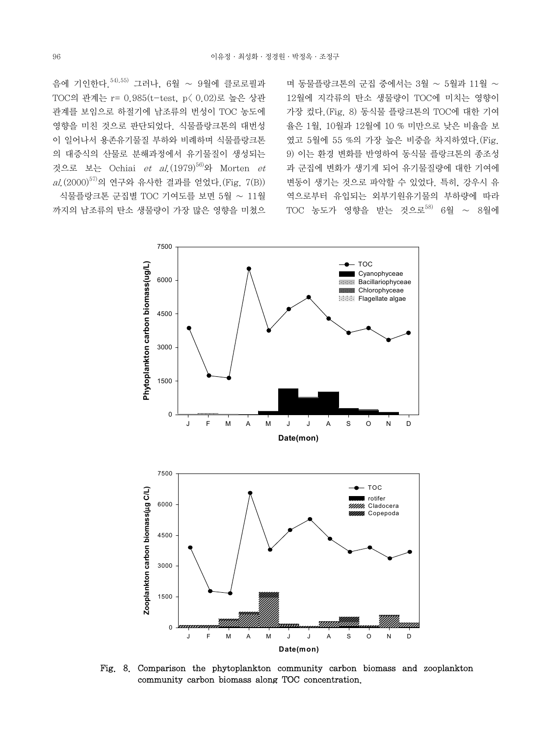음에 기인한다.[54),55)] 그러나, 6월 ~ 9월에 클로로필과 TOC의 관계는 r= 0.985(t-test, $p< 0.02$)로 높은 상관관계를 보임으로 하절기에 남조류의 번성이 TOC 농도에 영향을 미친 것으로 판단되었다. 식물플랑크톤의 대번성이 일어나서 용존유기물질 부하와 비례하며 식물플랑크톤의 대증식의 산물로 분해과정에서 유기물질이 생성되는 것으로 보는 Ochiai *et al.*(1979)[56)]와 Morten *et al.*(2000)[57)]의 연구와 유사한 결과를 얻었다.(Fig. 7(B))

식물플랑크톤 군집별 TOC 기여도를 보면 5월 ~ 11월까지의 남조류의 탄소 생물량이 가장 많은 영향을 미쳤으며 동물플랑크톤의 군집 중에서는 3월 ~ 5월과 11월 ~ 12월에 지각류의 탄소 생물량이 TOC에 미치는 영향이 가장 컸다.(Fig. 8) 동식물 플랑크톤의 TOC에 대한 기여율은 1월, 10월과 12월에 10 % 미만으로 낮은 비율을 보였고 5월에 55 %의 가장 높은 비중을 차지하였다.(Fig. 9) 이는 환경 변화를 반영하여 동식물 플랑크톤의 종조성과 군집에 변화가 생기게 되어 유기물질량에 대한 기여에 변동이 생기는 것으로 파악할 수 있었다. 특히, 강우시 유역으로부터 유입되는 외부기원유기물의 부하량에 따라 TOC 농도가 영향을 받는 것으로[58)] 6월 ~ 8월에

Fig. 8. Comparison the phytoplankton community carbon biomass and zooplankton community carbon biomass along TOC concentration.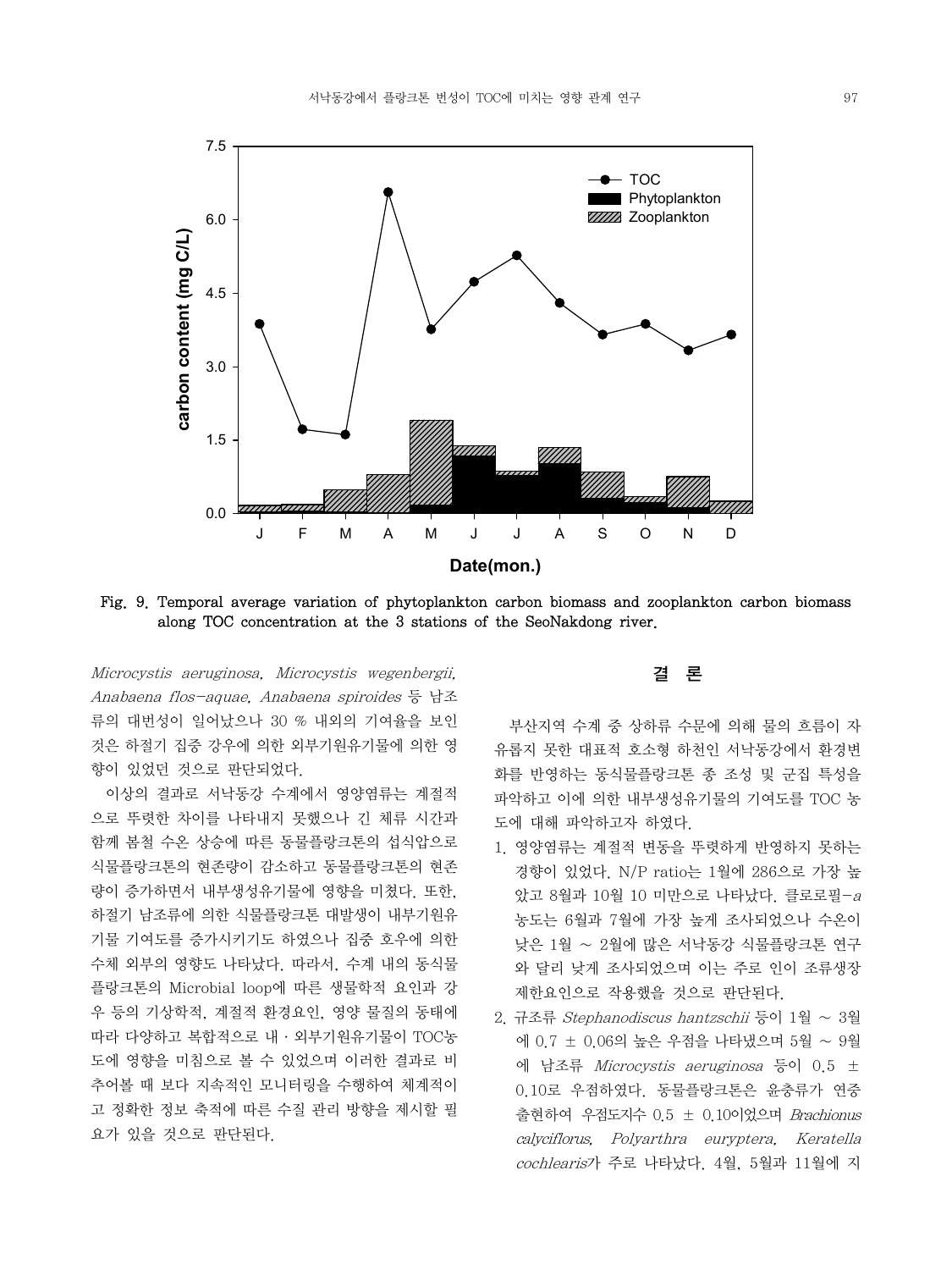Fig. 9. Temporal average variation of phytoplankton carbon biomass and zooplankton carbon biomass along TOC concentration at the 3 stations of the SeoNakdong river.

*Microcystis aeruginosa, Microcystis wegenbergii, Anabaena flos-aquae, Anabaena spiroides* 등 남조류의 대번성이 일어났으나 30 % 내외의 기여율을 보인 것은 하절기 집중 강우에 의한 외부기원유기물에 의한 영향이 있었던 것으로 판단되었다.

이상의 결과로 서낙동강 수계에서 영양염류는 계절적으로 뚜렷한 차이를 나타내지 못했으나 긴 체류 시간과 함께 봄철 수온 상승에 따른 동물플랑크톤의 섭식압으로 식물플랑크톤의 현존량이 감소하고 동물플랑크톤의 현존량이 증가하면서 내부생성유기물에 영향을 미쳤다. 또한, 하절기 남조류에 의한 식물플랑크톤 대발생이 내부기원유기물 기여도를 증가시키기도 하였으나 집중 호우에 의한 수체 외부의 영향도 나타났다. 따라서, 수계 내의 동식물플랑크톤의 Microbial loop에 따른 생물학적 요인과 강우 등의 기상학적, 계절적 환경요인, 영양 물질의 동태에 따라 다양하고 복합적으로 내・외부기원유기물이 TOC농도에 영향을 미침으로 볼 수 있었으며 이러한 결과로 비추어볼 때 보다 지속적인 모니터링을 수행하여 체계적이고 정확한 정보 축적에 따른 수질 관리 방향을 제시할 필요가 있을 것으로 판단된다.

## 결 론

부산지역 수계 중 상하류 수문에 의해 물의 흐름이 자유롭지 못한 대표적 호소형 하천인 서낙동강에서 환경변화를 반영하는 동식물플랑크톤 종 조성 및 군집 특성을 파악하고 이에 의한 내부생성유기물의 기여도를 TOC 농도에 대해 파악하고자 하였다.

1. 영양염류는 계절적 변동을 뚜렷하게 반영하지 못하는 경향이 있었다. N/P ratio는 1월에 286으로 가장 높았고 8월과 10월 10 미만으로 나타났다. 클로로필-*a* 농도는 6월과 7월에 가장 높게 조사되었으나 수온이 낮은 1월 ~ 2월에 많은 서낙동강 식물플랑크톤 연구와 달리 낮게 조사되었으며 이는 주로 인이 조류생장 제한요인으로 작용했을 것으로 판단된다.
2. 규조류 *Stephanodiscus hantzschii* 등이 1월 ~ 3월에 0.7 ± 0.06의 높은 우점을 나타냈으며 5월 ~ 9월에 남조류 *Microcystis aeruginosa* 등이 0.5 ± 0.10로 우점하였다. 동물플랑크톤은 윤충류가 연중 출현하여 우점도지수 0.5 ± 0.10이었으며 *Brachionus calyciflorus, Polyarthra euryptera, Keratella cochlearis*가 주로 나타났다. 4월, 5월과 11월에 지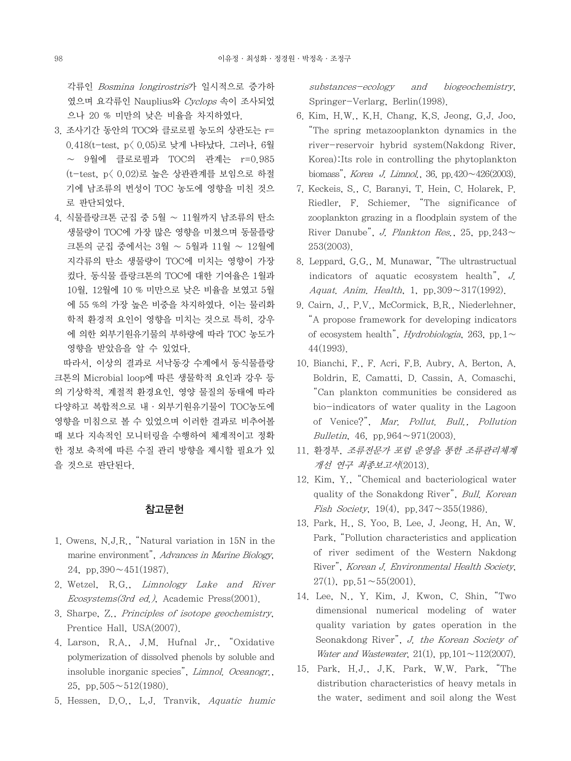각류인 *Bosmina longirostris*가 일시적으로 증가하였으며 요각류인 Nauplius와 *Cyclops* 속이 조사되었으나 20 % 미만의 낮은 비율을 차지하였다.

3. 조사기간 동안의 TOC와 클로로필 농도의 상관도는 $r=0.418$(t-test, $p< 0.05$)로 낮게 나타났다. 그러나, 6월 ~ 9월에 클로로필과 TOC의 관계는 $r=0.985$ (t-test, $p< 0.02$)로 높은 상관관계를 보임으로 하절기에 남조류의 번성이 TOC 농도에 영향을 미친 것으로 판단되었다.
4. 식물플랑크톤 군집 중 5월 ~ 11월까지 남조류의 탄소 생물량이 TOC에 가장 많은 영향을 미쳤으며 동물플랑크톤의 군집 중에서는 3월 ~ 5월과 11월 ~ 12월에 지각류의 탄소 생물량이 TOC에 미치는 영향이 가장 컸다. 동식물 플랑크톤의 TOC에 대한 기여율은 1월과 10월, 12월에 10 % 미만으로 낮은 비율을 보였고 5월에 55 %의 가장 높은 비중을 차지하였다. 이는 물리화학적 환경적 요인이 영향을 미치는 것으로 특히, 강우에 의한 외부기원유기물의 부하량에 따라 TOC 농도가 영향을 받았음을 알 수 있었다.

따라서, 이상의 결과로 서낙동강 수계에서 동식물플랑크톤의 Microbial loop에 따른 생물학적 요인과 강우 등의 기상학적, 계절적 환경요인, 영양 물질의 동태에 따라 다양하고 복합적으로 내 · 외부기원유기물이 TOC농도에 영향을 미침으로 볼 수 있었으며 이러한 결과로 비추어볼 때 보다 지속적인 모니터링을 수행하여 체계적이고 정확한 정보 축적에 따른 수질 관리 방향을 제시할 필요가 있을 것으로 판단된다.

## 참고문헌

1. Owens, N.J.R., "Natural variation in 15N in the marine environment", *Advances in Marine Biology*, 24, pp.390~451(1987).
2. Wetzel, R.G., *Limnology Lake and River Ecosystems(3rd ed.)*, Academic Press(2001).
3. Sharpe, Z., *Principles of isotope geochemistry*, Prentice Hall, USA(2007).
4. Larson, R.A., J.M. Hufnal Jr., "Oxidative polymerization of dissolved phenols by soluble and insoluble inorganic species", *Limnol. Oceanogr.*, 25, pp.505~512(1980).
5. Hessen, D.O., L.J. Tranvik, *Aquatic humic substances-ecology and biogeochemistry*, Springer-Verlarg, Berlin(1998).
6. Kim, H.W., K.H. Chang, K.S. Jeong, G.J. Joo, "The spring metazooplankton dynamics in the river-reservoir hybrid system(Nakdong River, Korea):Its role in controlling the phytoplankton biomass", *Korea J. Limnol.*, 36, pp.420~426(2003).
7. Keckeis, S., C. Baranyi, T. Hein, C. Holarek, P. Riedler, F. Schiemer, "The significance of zooplankton grazing in a floodplain system of the River Danube", *J. Plankton Res.*, 25, pp.243~253(2003).
8. Leppard, G.G., M. Munawar, "The ultrastructual indicators of aquatic ecosystem health", *J. Aquat. Anim. Health*, 1, pp.309~317(1992).
9. Cairn, J., P.V., McCormick, B.R., Niederlehner, "A propose framework for developing indicators of ecosystem health", *Hydrobiologia*, 263, pp.1~44(1993).
10. Bianchi, F., F. Acri, F.B. Aubry, A. Berton, A. Boldrin, E. Camatti, D. Cassin, A. Comaschi, "Can plankton communities be considered as bio-indicators of water quality in the Lagoon of Venice?", *Mar. Pollut. Bull., Pollution Bulletin*, 46, pp.964~971(2003).
11. 환경부, *조류전문가 포럼 운영을 통한 조류관리체계 개선 연구 최종보고서*(2013).
12. Kim, Y., "Chemical and bacteriological water quality of the Sonakdong River", *Bull. Korean Fish Society*, 19(4), pp.347~355(1986).
13. Park, H., S. Yoo, B. Lee, J. Jeong, H. An, W. Park, "Pollution characteristics and application of river sediment of the Western Nakdong River", *Korean J. Environmental Health Society*, 27(1), pp.51~55(2001).
14. Lee, N., Y. Kim, J. Kwon, C. Shin, "Two dimensional numerical modeling of water quality variation by gates operation in the Seonakdong River", *J. the Korean Society of Water and Wastewater*, 21(1), pp.101~112(2007).
15. Park, H.J., J.K. Park, W.W. Park, "The distribution characteristics of heavy metals in the water, sediment and soil along the West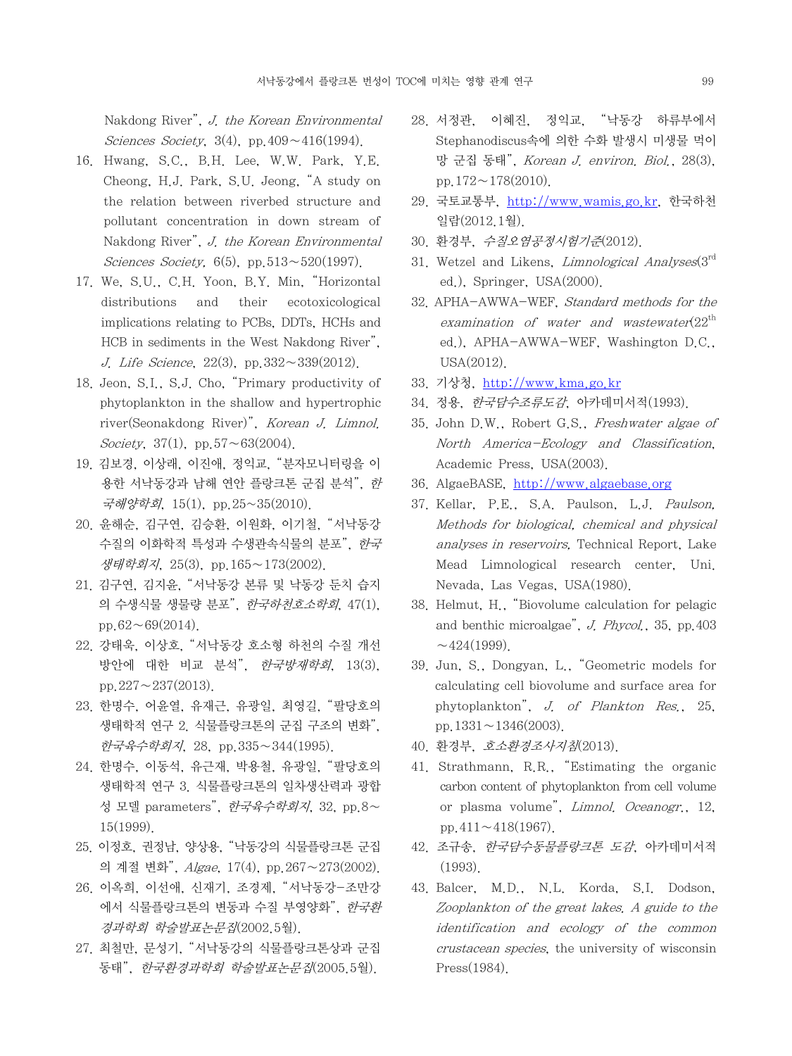Nakdong River", *J. the Korean Environmental Sciences Society*, 3(4), pp.409~416(1994).

16. Hwang, S.C., B.H. Lee, W.W. Park, Y.E. Cheong, H.J. Park, S.U. Jeong, "A study on the relation between riverbed structure and pollutant concentration in down stream of Nakdong River", *J. the Korean Environmental Sciences Society*, 6(5), pp.513~520(1997).
17. We, S.U., C.H. Yoon, B.Y. Min, "Horizontal distributions and their ecotoxicological implications relating to PCBs, DDTs, HCHs and HCB in sediments in the West Nakdong River", *J. Life Science*, 22(3), pp.332~339(2012).
18. Jeon, S.I., S.J. Cho, "Primary productivity of phytoplankton in the shallow and hypertrophic river(Seonakdong River)", *Korean J. Limnol. Society*, 37(1), pp.57~63(2004).
19. 김보경, 이상래, 이진애, 정익교, "분자모니터링을 이용한 서낙동강과 남해 연안 플랑크톤 군집 분석", *한국해양학회*, 15(1), pp.25~35(2010).
20. 윤해순, 김구연, 김승환, 이원화, 이기철, "서낙동강 수질의 이화학적 특성과 수생관속식물의 분포", *한국생태학회지*, 25(3), pp.165~173(2002).
21. 김구연, 김지윤, "서낙동강 본류 및 낙동강 둔치 습지의 수생식물 생물량 분포", *한국하천호소학회*, 47(1), pp.62~69(2014).
22. 강태욱, 이상호, "서낙동강 호소형 하천의 수질 개선 방안에 대한 비교 분석", *한국방재학회*, 13(3), pp.227~237(2013).
23. 한명수, 어윤열, 유재근, 유광일, 최영길, "팔당호의 생태학적 연구 2. 식물플랑크톤의 군집 구조의 변화", *한국육수학회지*, 28, pp.335~344(1995).
24. 한명수, 이동석, 유근재, 박용철, 유광일, "팔당호의 생태학적 연구 3. 식물플랑크톤의 일차생산력과 광합성 모델 parameters", *한국육수학회지*, 32, pp.8~15(1999).
25. 이정호, 권정남, 양상용, "낙동강의 식물플랑크톤 군집의 계절 변화", *Algae*, 17(4), pp.267~273(2002).
26. 이옥희, 이선애, 신재기, 조경제, "서낙동강-조만강에서 식물플랑크톤의 변동과 수질 부영양화", *한국환경과학회 학술발표논문집*(2002.5월).
27. 최철만, 문성기, "서낙동강의 식물플랑크톤상과 군집동태", *한국환경과학회 학술발표논문집*(2005.5월).
28. 서정관, 이혜진, 정익교, "낙동강 하류부에서 Stephanodiscus속에 의한 수화 발생시 미생물 먹이망 군집 동태", *Korean J. environ. Biol.*, 28(3), pp.172~178(2010).
29. 국토교통부, http://www.wamis.go.kr, 한국하천일람(2012.1월).
30. 환경부, *수질오염공정시험기준*(2012).
31. Wetzel and Likens, *Limnological Analyses*(3rd ed.), Springer, USA(2000).
32. APHA-AWWA-WEF, *Standard methods for the examination of water and wastewater*(22th ed.), APHA-AWWA-WEF, Washington D.C., USA(2012).
33. 기상청, http://www.kma.go.kr
34. 정용, *한국담수조류도감*, 아카데미서적(1993).
35. John D.W., Robert G.S., *Freshwater algae of North America-Ecology and Classification*, Academic Press, USA(2003).
36. AlgaeBASE, http://www.algaebase.org
37. Kellar, P.E., S.A. Paulson, L.J. *Paulson, Methods for biological, chemical and physical analyses in reservoirs*, Technical Report, Lake Mead Limnological research center, Uni. Nevada, Las Vegas, USA(1980).
38. Helmut, H., "Biovolume calculation for pelagic and benthic microalgae", *J. Phycol.*, 35, pp.403~424(1999).
39. Jun, S., Dongyan, L., "Geometric models for calculating cell biovolume and surface area for phytoplankton", *J. of Plankton Res.*, 25, pp.1331~1346(2003).
40. 환경부, *호소환경조사지침*(2013).
41. Strathmann, R.R., "Estimating the organic carbon content of phytoplankton from cell volume or plasma volume", *Limnol. Oceanogr.*, 12, pp.411~418(1967).
42. 조규송, *한국담수동물플랑크톤 도감*, 아카데미서적(1993).
43. Balcer, M.D., N.L. Korda, S.I. Dodson, *Zooplankton of the great lakes. A guide to the identification and ecology of the common crustacean species*, the university of wisconsin Press(1984).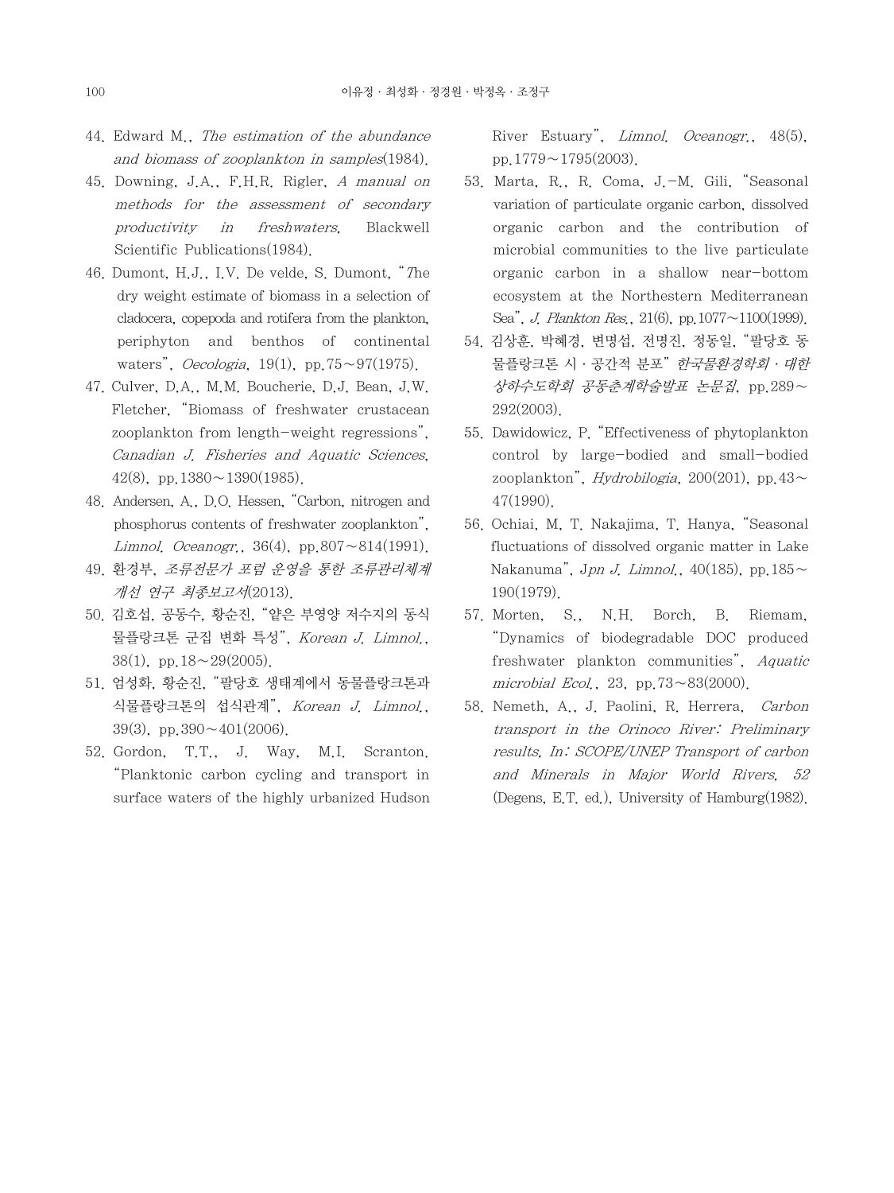44. Edward M., *The estimation of the abundance and biomass of zooplankton in samples*(1984).
45. Downing, J.A., F.H.R. Rigler, *A manual on methods for the assessment of secondary productivity in freshwaters,* Blackwell Scientific Publications(1984).
46. Dumont, H.J., I.V. De velde, S. Dumont, "The dry weight estimate of biomass in a selection of cladocera, copepoda and rotifera from the plankton, periphyton and benthos of continental waters", *Oecologia*, 19(1), pp.75～97(1975).
47. Culver, D.A., M.M. Boucherie, D.J. Bean, J.W. Fletcher, "Biomass of freshwater crustacean zooplankton from length-weight regressions", *Canadian J. Fisheries and Aquatic Sciences*, 42(8), pp.1380～1390(1985).
48. Andersen, A., D.O. Hessen, "Carbon, nitrogen and phosphorus contents of freshwater zooplankton", *Limnol. Oceanogr.*, 36(4), pp.807～814(1991).
49. 환경부, *조류전문가 포럼 운영을 통한 조류관리체계 개선 연구 최종보고서*(2013).
50. 김호섭, 공동수, 황순진, "얕은 부영양 저수지의 동식물플랑크톤 군집 변화 특성", *Korean J. Limnol.*, 38(1), pp.18～29(2005).
51. 엄성화, 황순진, "팔당호 생태계에서 동물플랑크톤과 식물플랑크톤의 섭식관계", *Korean J. Limnol.*, 39(3), pp.390～401(2006).
52. Gordon, T.T., J. Way, M.I. Scranton, "Planktonic carbon cycling and transport in surface waters of the highly urbanized Hudson River Estuary", *Limnol. Oceanogr.*, 48(5), pp.1779～1795(2003).
53. Marta, R., R. Coma, J.-M. Gili, "Seasonal variation of particulate organic carbon, dissolved organic carbon and the contribution of microbial communities to the live particulate organic carbon in a shallow near-bottom ecosystem at the Northestern Mediterranean Sea", *J. Plankton Res.*, 21(6), pp.1077～1100(1999).
54. 김상훈, 박혜경, 변명섭, 전명진, 정동일, "팔당호 동물플랑크톤 시 · 공간적 분포" *한국물환경학회 · 대한상하수도학회 공동춘계학술발표 논문집*, pp.289～292(2003).
55. Dawidowicz, P. "Effectiveness of phytoplankton control by large-bodied and small-bodied zooplankton", *Hydrobilogia*, 200(201), pp.43～47(1990).
56. Ochiai, M, T. Nakajima, T. Hanya, "Seasonal fluctuations of dissolved organic matter in Lake Nakanuma", J*pn J. Limnol.*, 40(185), pp.185～190(1979).
57. Morten, S., N.H. Borch, B. Riemam, "Dynamics of biodegradable DOC produced freshwater plankton communities", *Aquatic microbial Ecol.*, 23, pp.73～83(2000).
58. Nemeth, A., J. Paolini, R. Herrera, *Carbon transport in the Orinoco River: Preliminary results, In: SCOPE/UNEP Transport of carbon and Minerals in Major World Rivers, 52* (Degens, E.T. ed.), University of Hamburg(1982).